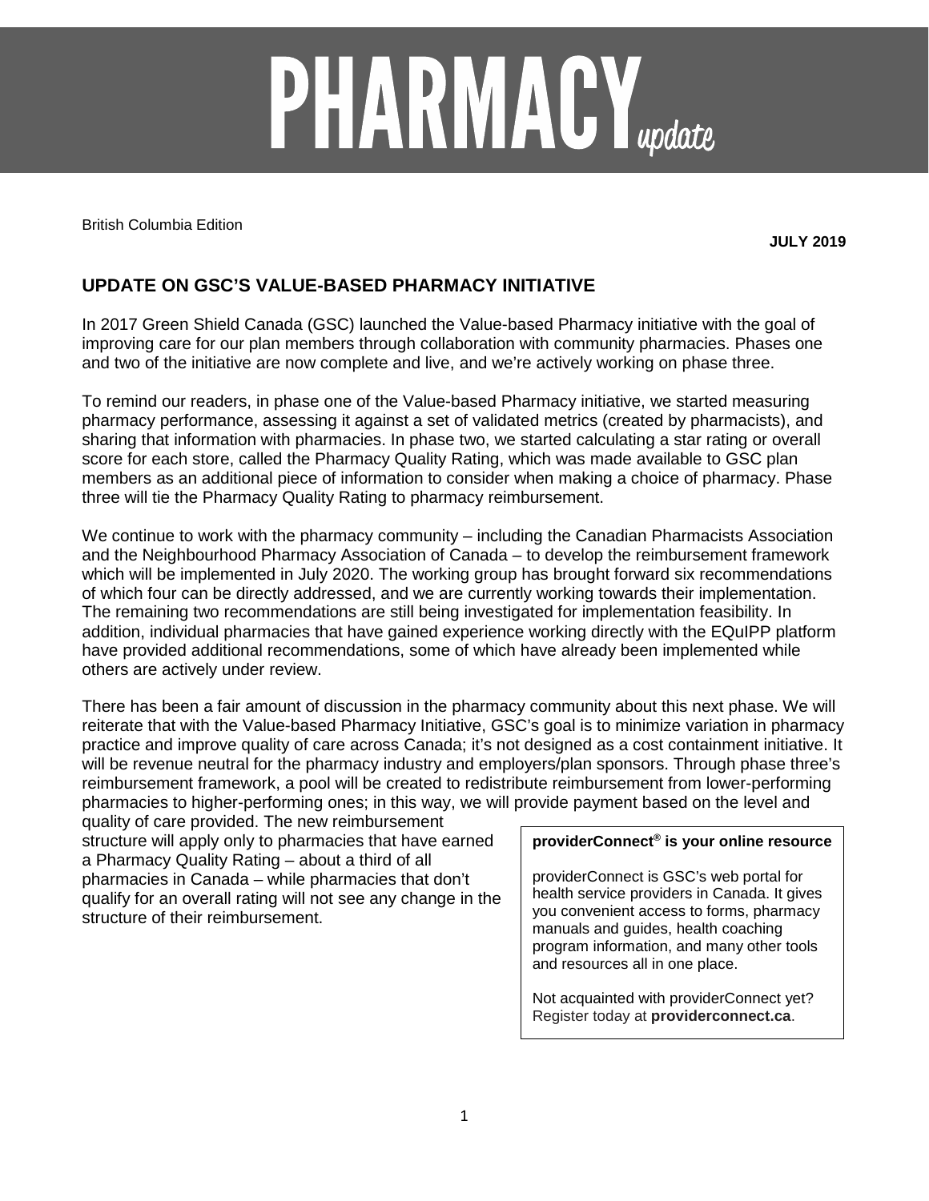# PHARMACY *update*

British Columbia Edition

**JULY 2019**

## UPDATE ON GSC'S VALUE-BASED PHARMACY INITIATIVE

In 2017 Green Shield Canada (GSC) launched the Value-based Pharmacy initiative with the goal of improving care for our plan members through collaboration with community pharmacies. Phases one and two of the initiative are now complete and live, and we're actively working on phase three.

To remind our readers, in phase one of the Value-based Pharmacy initiative, we started measuring pharmacy performance, assessing it against a set of validated metrics (created by pharmacists), and sharing that information with pharmacies. In phase two, we started calculating a star rating or overall score for each store, called the Pharmacy Quality Rating, which was made available to GSC plan members as an additional piece of information to consider when making a choice of pharmacy. Phase three will tie the Pharmacy Quality Rating to pharmacy reimbursement.

We continue to work with the pharmacy community – including the Canadian Pharmacists Association and the Neighbourhood Pharmacy Association of Canada – to develop the reimbursement framework which will be implemented in July 2020. The working group has brought forward six recommendations of which four can be directly addressed, and we are currently working towards their implementation. The remaining two recommendations are still being investigated for implementation feasibility. In addition, individual pharmacies that have gained experience working directly with the EQuIPP platform have provided additional recommendations, some of which have already been implemented while others are actively under review.

There has been a fair amount of discussion in the pharmacy community about this next phase. We will reiterate that with the Value-based Pharmacy Initiative, GSC's goal is to minimize variation in pharmacy practice and improve quality of care across Canada; it's not designed as a cost containment initiative. It will be revenue neutral for the pharmacy industry and employers/plan sponsors. Through phase three's reimbursement framework, a pool will be created to redistribute reimbursement from lower-performing pharmacies to higher-performing ones; in this way, we will provide payment based on the level and quality of care provided. The new reimbursement structure will apply only to pharmacies that have earned a Pharmacy Quality Rating – about a third of all pharmacies in Canada – while pharmacies that don't qualify for an overall rating will not see any change in the structure of their reimbursement.

**providerConnect® is your online resource**

providerConnect is GSC's web portal for health service providers in Canada. It gives you convenient access to forms, pharmacy manuals and guides, health coaching program information, and many other tools and resources all in one place.

Not acquainted with providerConnect yet? Register today at **providerconnect.ca**.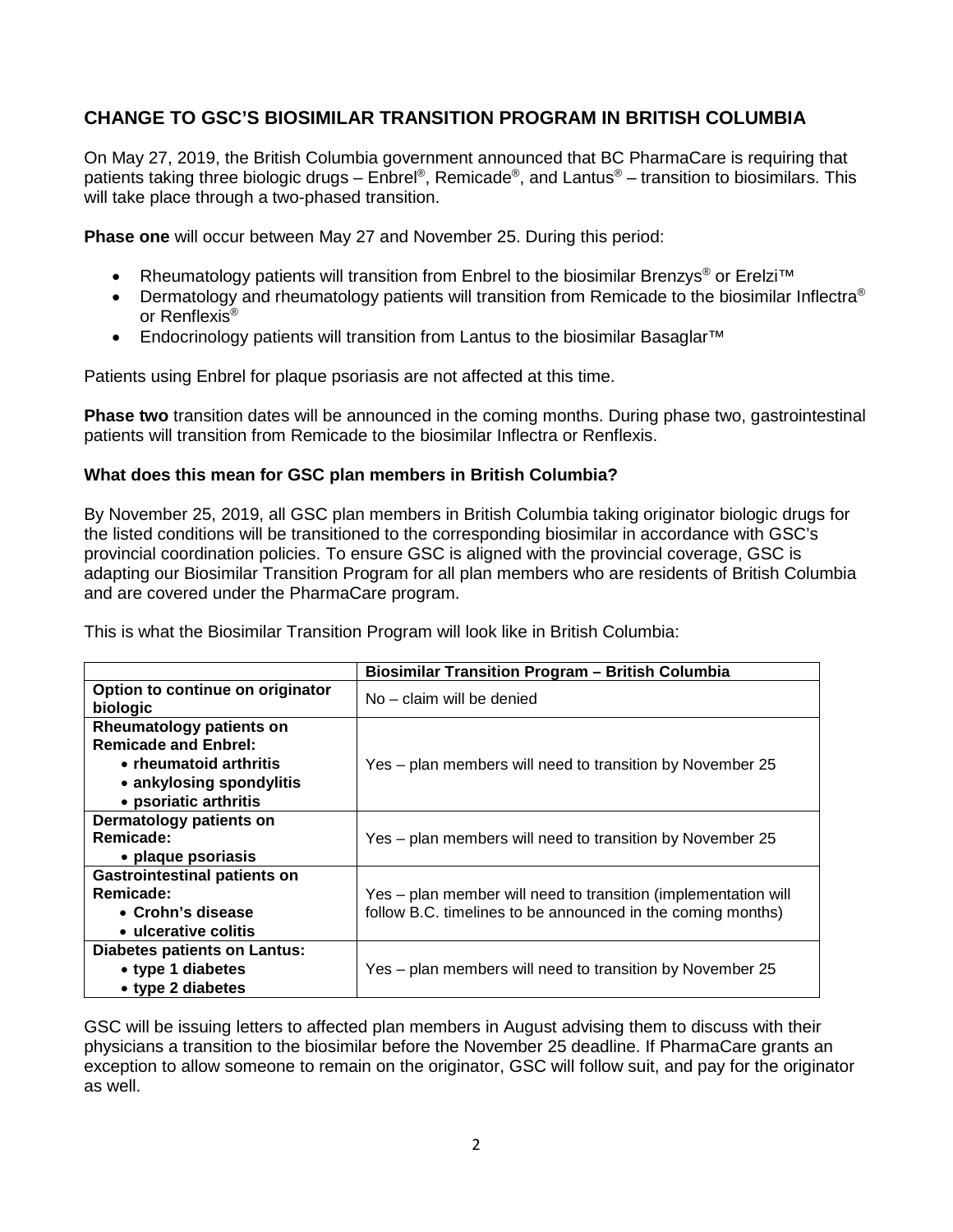## CHANGE TO GSC'S BIOSIMILAR TRANSITION PROGRAM IN BRITISH COLUMBIA

On May 27, 2019, the British Columbia government announced that BC PharmaCare is requiring that patients taking three biologic drugs – Enbrel®, Remicade®, and Lantus® – transition to biosimilars. This will take place through a two-phased transition.

**Phase one** will occur between May 27 and November 25. During this period:

- Rheumatology patients will transition from Enbrel to the biosimilar Brenzys® or Erelzi™
- Dermatology and rheumatology patients will transition from Remicade to the biosimilar Inflectra® or Renflexis®
- Endocrinology patients will transition from Lantus to the biosimilar Basaglar™

Patients using Enbrel for plaque psoriasis are not affected at this time.

**Phase two** transition dates will be announced in the coming months. During phase two, gastrointestinal patients will transition from Remicade to the biosimilar Inflectra or Renflexis.

### What does this mean for GSC plan members in British Columbia?

By November 25, 2019, all GSC plan members in British Columbia taking originator biologic drugs for the listed conditions will be transitioned to the corresponding biosimilar in accordance with GSC's provincial coordination policies. To ensure GSC is aligned with the provincial coverage, GSC is adapting our Biosimilar Transition Program for all plan members who are residents of British Columbia and are covered under the PharmaCare program.

This is what the Biosimilar Transition Program will look like in British Columbia:

| | **Biosimilar Transition Program – British Columbia** |
|---|---|
| **Option to continue on originator biologic** | No – claim will be denied |
| **Rheumatology patients on Remicade and Enbrel:** • **rheumatoid arthritis** • **ankylosing spondylitis** • **psoriatic arthritis** | Yes – plan members will need to transition by November 25 |
| **Dermatology patients on Remicade:** • **plaque psoriasis** | Yes – plan members will need to transition by November 25 |
| **Gastrointestinal patients on Remicade:** • **Crohn's disease** • **ulcerative colitis** | Yes – plan member will need to transition (implementation will follow B.C. timelines to be announced in the coming months) |
| **Diabetes patients on Lantus:** • **type 1 diabetes** • **type 2 diabetes** | Yes – plan members will need to transition by November 25 |

GSC will be issuing letters to affected plan members in August advising them to discuss with their physicians a transition to the biosimilar before the November 25 deadline. If PharmaCare grants an exception to allow someone to remain on the originator, GSC will follow suit, and pay for the originator as well.